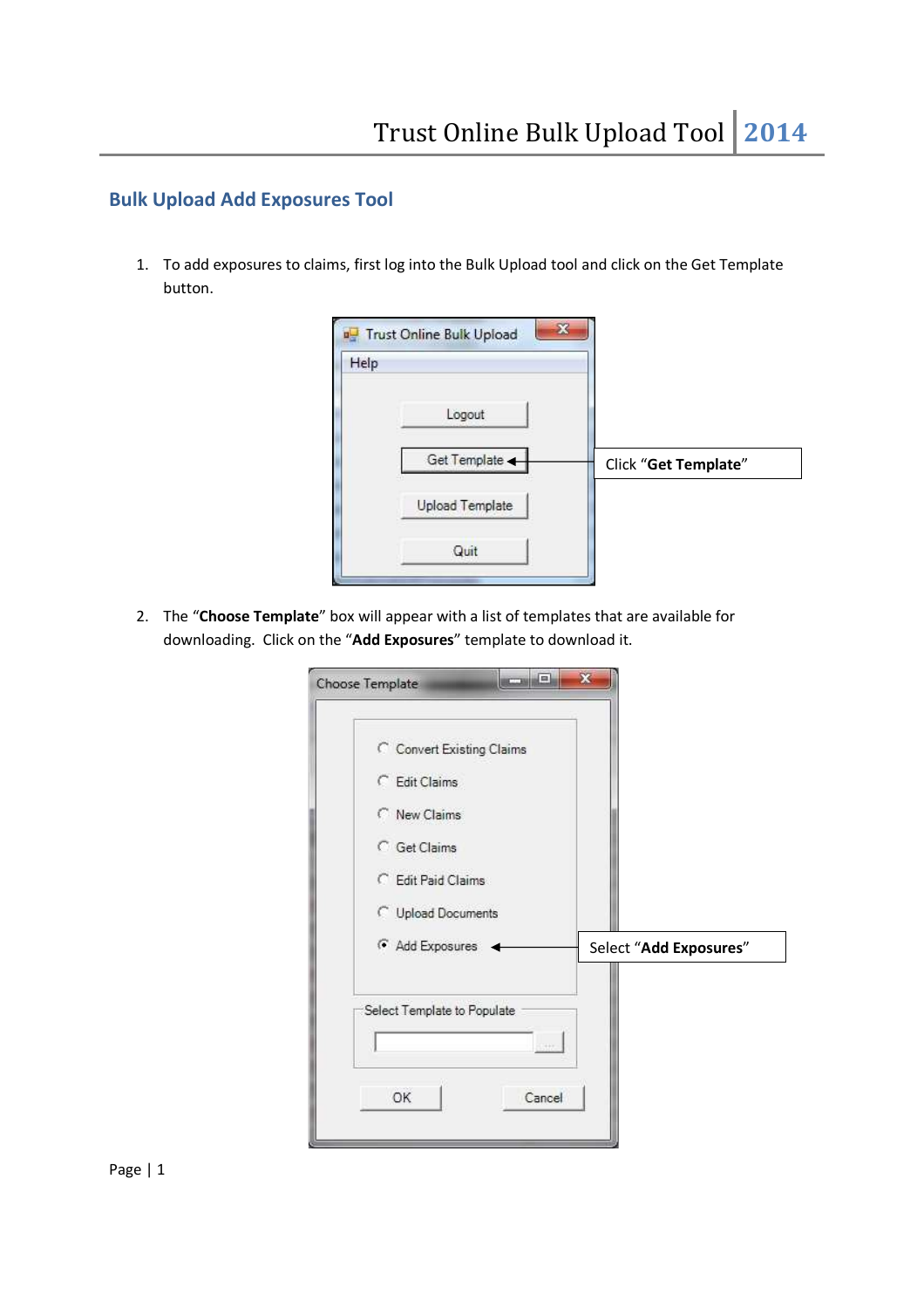## Bulk Upload Add Exposures Tool

1. To add exposures to claims, first log into the Bulk Upload tool and click on the Get Template button.

Click "**Get Template**"

2. The "**Choose Template**" box will appear with a list of templates that are available for downloading. Click on the "**Add Exposures**" template to download it.

Select "**Add Exposures**"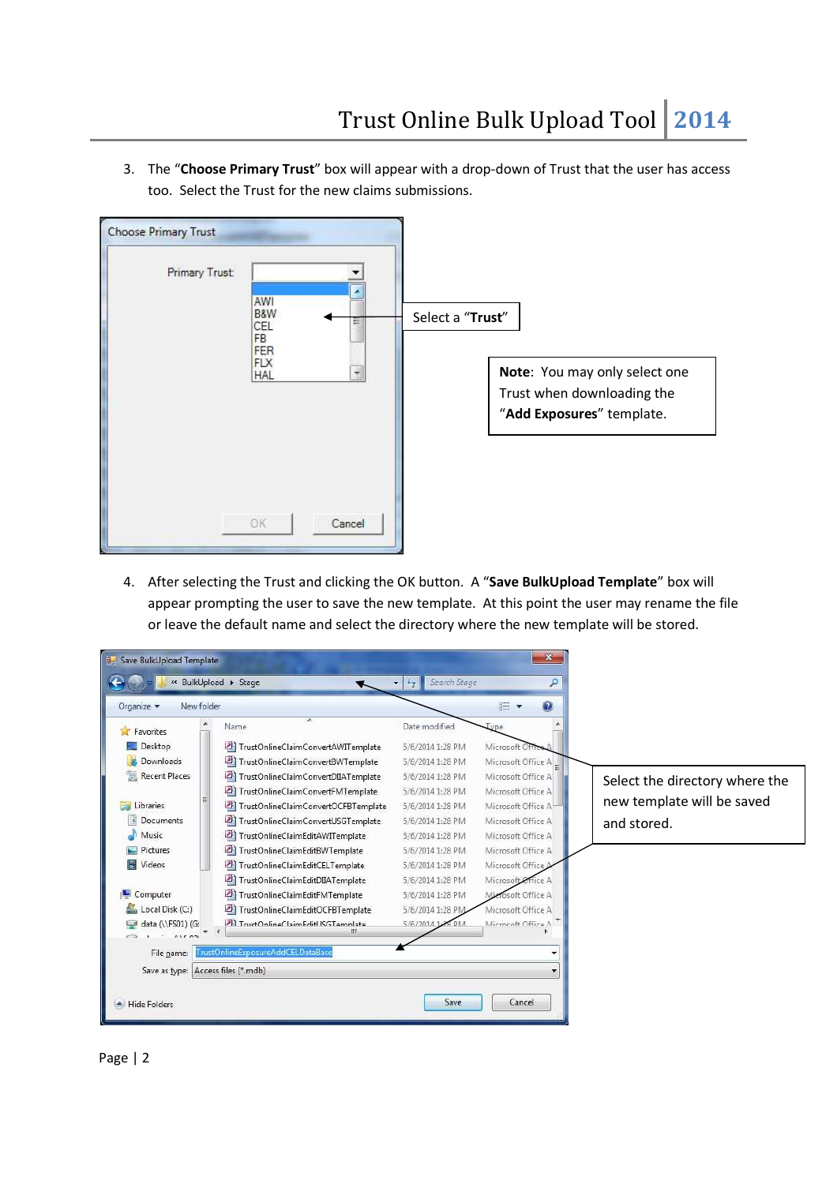3. The "**Choose Primary Trust**" box will appear with a drop-down of Trust that the user has access too. Select the Trust for the new claims submissions.

Select a "**Trust**"

**Note**: You may only select one Trust when downloading the "**Add Exposures**" template.

4. After selecting the Trust and clicking the OK button. A "**Save BulkUpload Template**" box will appear prompting the user to save the new template. At this point the user may rename the file or leave the default name and select the directory where the new template will be stored.

Select the directory where the new template will be saved and stored.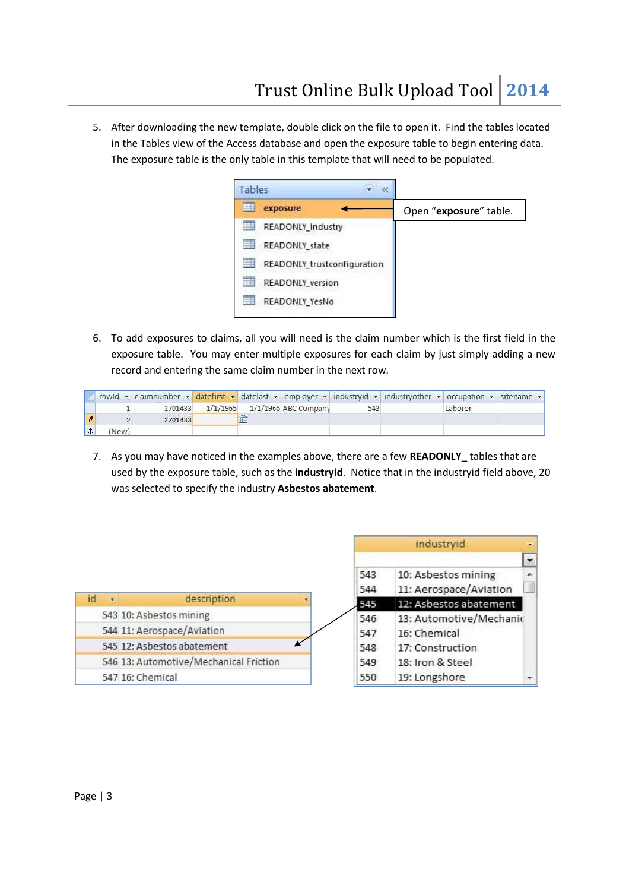5. After downloading the new template, double click on the file to open it. Find the tables located in the Tables view of the Access database and open the exposure table to begin entering data. The exposure table is the only table in this template that will need to be populated.

| Tables |
|---|
| **exposure** |
| READONLY_industry |
| READONLY_state |
| READONLY_trustconfiguration |
| READONLY_version |
| READONLY_YesNo |

Open "**exposure**" table.

6. To add exposures to claims, all you will need is the claim number which is the first field in the exposure table. You may enter multiple exposures for each claim by just simply adding a new record and entering the same claim number in the next row.

| rowId | claimnumber | datefirst | datelast | employer | industryid | industryother | occupation | sitename |
|---|---|---|---|---|---|---|---|---|
| 1 | 2701433 | 1/1/1965 | 1/1/1966 | ABC Company | 543 | | Laborer | |
| 2 | 2701433 | | | | | | | |
| (New) | | | | | | | | |

7. As you may have noticed in the examples above, there are a few **READONLY_** tables that are used by the exposure table, such as the **industryid**. Notice that in the industryid field above, 20 was selected to specify the industry **Asbestos abatement**.

| id | description |
|---|---|
| 543 | 10: Asbestos mining |
| 544 | 11: Aerospace/Aviation |
| 545 | 12: Asbestos abatement |
| 546 | 13: Automotive/Mechanical Friction |
| 547 | 16: Chemical |

| industryid | |
|---|---|
| 543 | 10: Asbestos mining |
| 544 | 11: Aerospace/Aviation |
| 545 | 12: Asbestos abatement |
| 546 | 13: Automotive/Mechanic |
| 547 | 16: Chemical |
| 548 | 17: Construction |
| 549 | 18: Iron & Steel |
| 550 | 19: Longshore |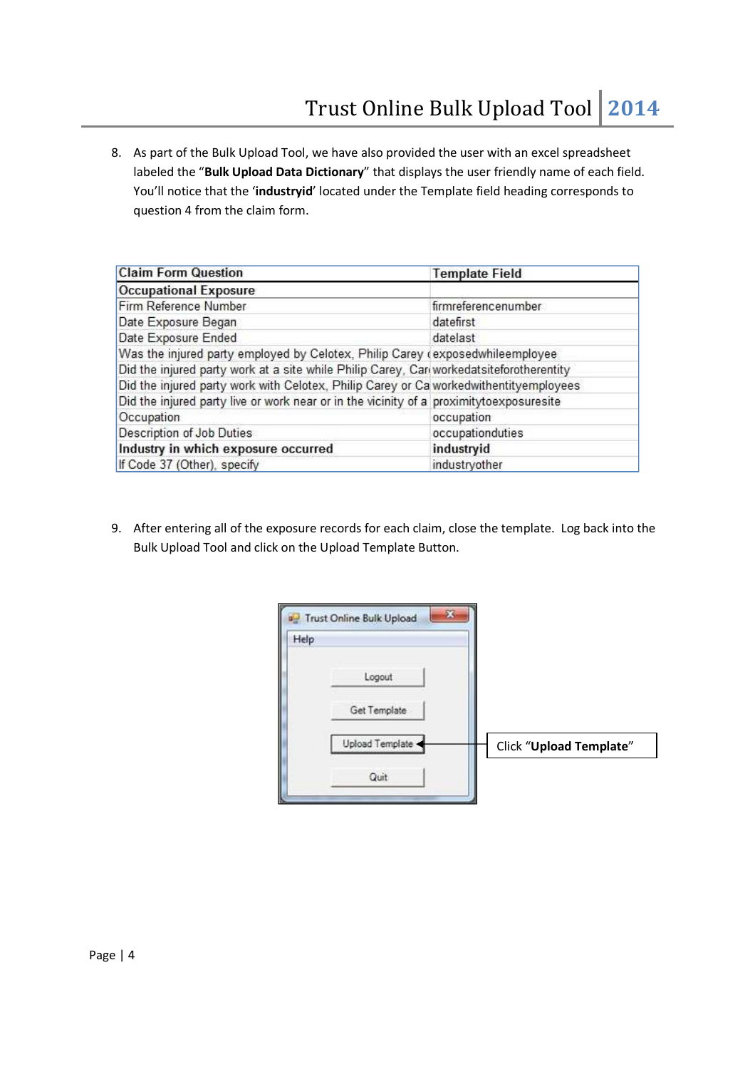8. As part of the Bulk Upload Tool, we have also provided the user with an excel spreadsheet labeled the "**Bulk Upload Data Dictionary**" that displays the user friendly name of each field. You'll notice that the '**industryid**' located under the Template field heading corresponds to question 4 from the claim form.

| Claim Form Question | Template Field |
|---|---|
| **Occupational Exposure** | |
| Firm Reference Number | firmreferencenumber |
| Date Exposure Began | datefirst |
| Date Exposure Ended | datelast |
| Was the injured party employed by Celotex, Philip Carey ( | exposedwhileemployee |
| Did the injured party work at a site while Philip Carey, Car | workedatsiteforotherentity |
| Did the injured party work with Celotex, Philip Carey or Ca | workedwithentityemployees |
| Did the injured party live or work near or in the vicinity of a | proximitytoexposuresite |
| Occupation | occupation |
| Description of Job Duties | occupationduties |
| **Industry in which exposure occurred** | **industryid** |
| If Code 37 (Other), specify | industryother |

9. After entering all of the exposure records for each claim, close the template. Log back into the Bulk Upload Tool and click on the Upload Template Button.

Trust Online Bulk Upload

Help

Logout

Get Template

Upload Template

Quit

Click "**Upload Template**"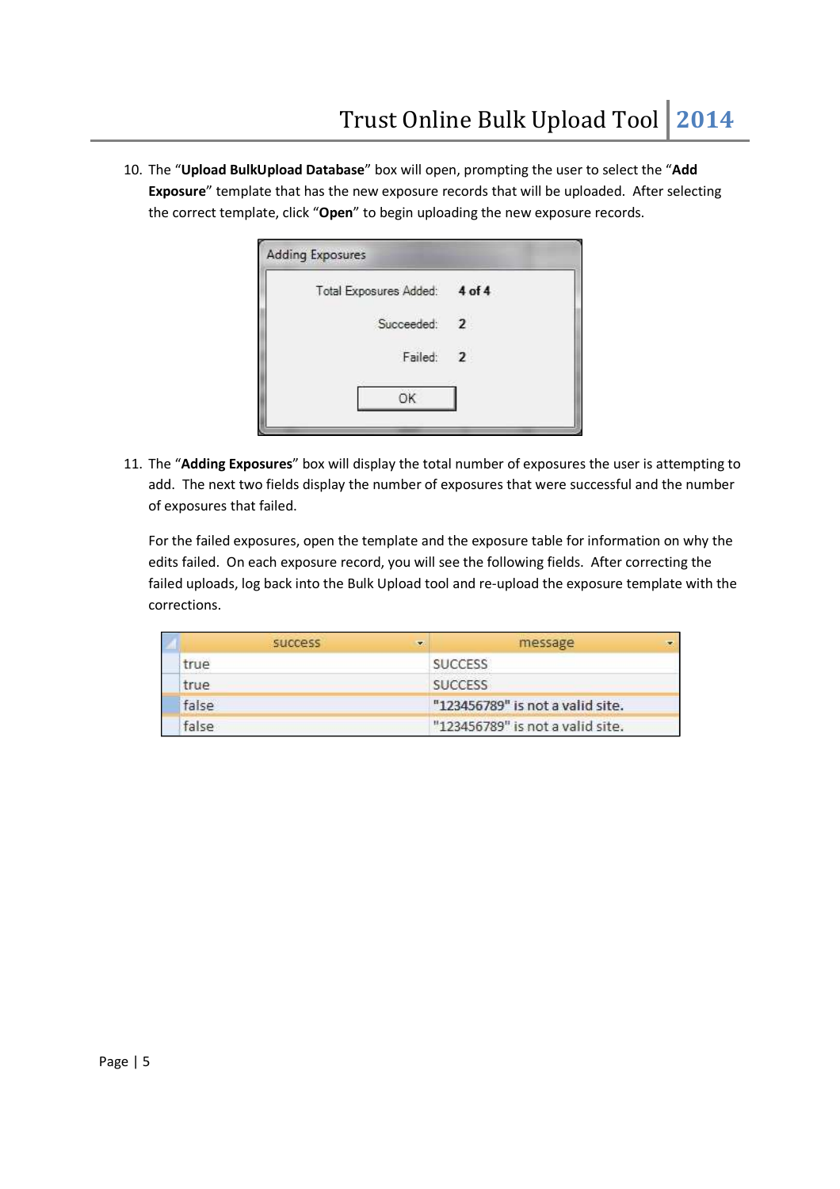10. The "**Upload BulkUpload Database**" box will open, prompting the user to select the "**Add Exposure**" template that has the new exposure records that will be uploaded. After selecting the correct template, click "**Open**" to begin uploading the new exposure records.

Adding Exposures

Total Exposures Added: **4 of 4**

Succeeded: **2**

Failed: **2**

OK

11. The "**Adding Exposures**" box will display the total number of exposures the user is attempting to add. The next two fields display the number of exposures that were successful and the number of exposures that failed.

    For the failed exposures, open the template and the exposure table for information on why the edits failed. On each exposure record, you will see the following fields. After correcting the failed uploads, log back into the Bulk Upload tool and re-upload the exposure template with the corrections.

| success | message |
|---|---|
| true | SUCCESS |
| true | SUCCESS |
| false | "123456789" is not a valid site. |
| false | "123456789" is not a valid site. |